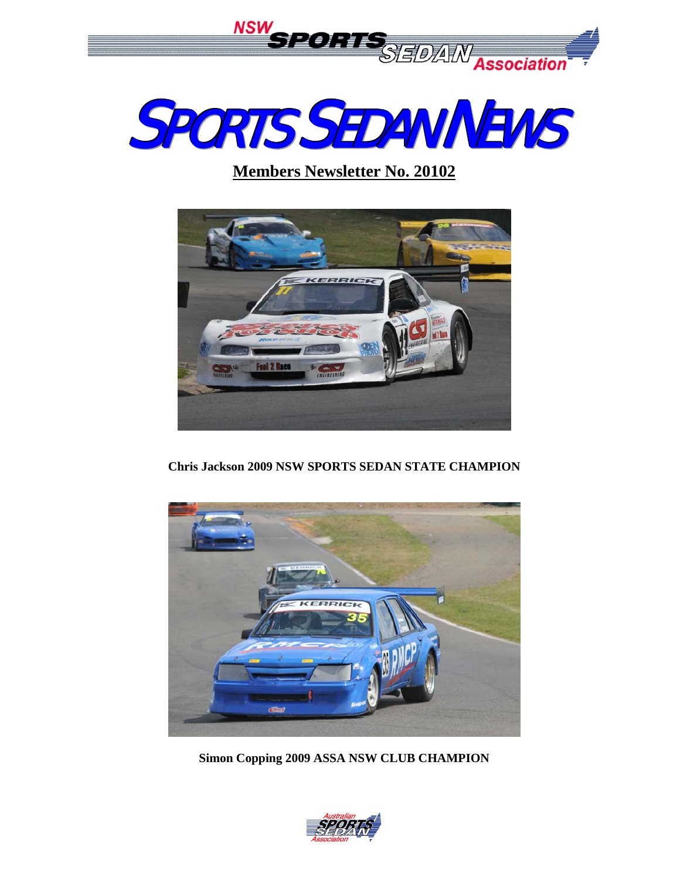NSW SPORTS SEDAN Association

# SPORTS SEDAN NEWS

## Members Newsletter No. 20102

**Chris Jackson 2009 NSW SPORTS SEDAN STATE CHAMPION**

**Simon Copping 2009 ASSA NSW CLUB CHAMPION**

Australian SPORTS SEDAN Association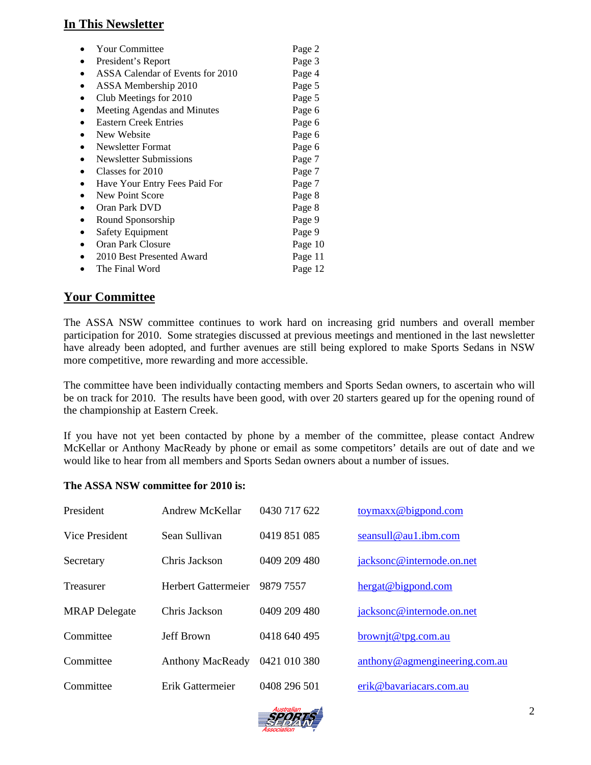## In This Newsletter

- Your Committee Page 2
- President's Report Page 3
- ASSA Calendar of Events for 2010 Page 4
- ASSA Membership 2010 Page 5
- Club Meetings for 2010 Page 5
- Meeting Agendas and Minutes Page 6
- Eastern Creek Entries Page 6
- New Website Page 6
- Newsletter Format Page 6
- Newsletter Submissions Page 7
- Classes for 2010 Page 7
- Have Your Entry Fees Paid For Page 7
- New Point Score Page 8
- Oran Park DVD Page 8
- Round Sponsorship Page 9
- Safety Equipment Page 9
- Oran Park Closure Page 10
- 2010 Best Presented Award Page 11
- The Final Word Page 12

## Your Committee

The ASSA NSW committee continues to work hard on increasing grid numbers and overall member participation for 2010. Some strategies discussed at previous meetings and mentioned in the last newsletter have already been adopted, and further avenues are still being explored to make Sports Sedans in NSW more competitive, more rewarding and more accessible.

The committee have been individually contacting members and Sports Sedan owners, to ascertain who will be on track for 2010. The results have been good, with over 20 starters geared up for the opening round of the championship at Eastern Creek.

If you have not yet been contacted by phone by a member of the committee, please contact Andrew McKellar or Anthony MacReady by phone or email as some competitors' details are out of date and we would like to hear from all members and Sports Sedan owners about a number of issues.

**The ASSA NSW committee for 2010 is:**

| Position | Name | Phone | Email |
|---|---|---|---|
| President | Andrew McKellar | 0430 717 622 | toymaxx@bigpond.com |
| Vice President | Sean Sullivan | 0419 851 085 | seansull@au1.ibm.com |
| Secretary | Chris Jackson | 0409 209 480 | jacksonc@internode.on.net |
| Treasurer | Herbert Gattermeier | 9879 7557 | hergat@bigpond.com |
| MRAP Delegate | Chris Jackson | 0409 209 480 | jacksonc@internode.on.net |
| Committee | Jeff Brown | 0418 640 495 | brownjt@tpg.com.au |
| Committee | Anthony MacReady | 0421 010 380 | anthony@agmengineering.com.au |
| Committee | Erik Gattermeier | 0408 296 501 | erik@bavariacars.com.au |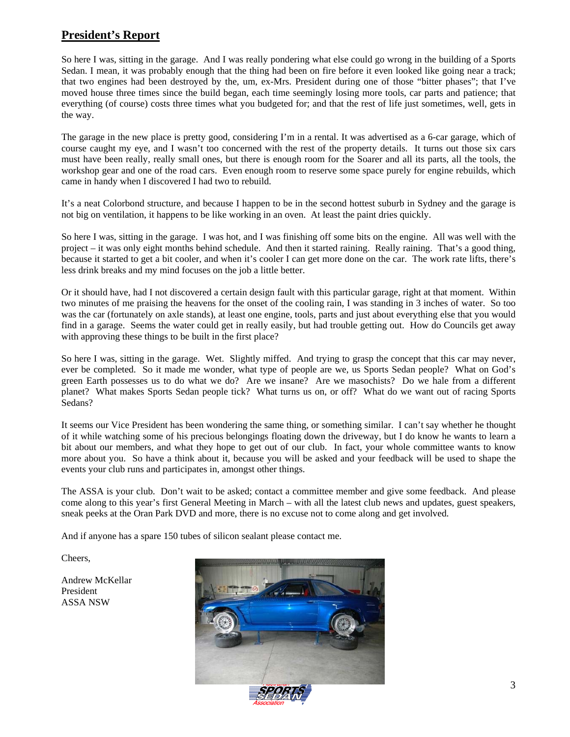## President's Report

So here I was, sitting in the garage. And I was really pondering what else could go wrong in the building of a Sports Sedan. I mean, it was probably enough that the thing had been on fire before it even looked like going near a track; that two engines had been destroyed by the, um, ex-Mrs. President during one of those "bitter phases"; that I've moved house three times since the build began, each time seemingly losing more tools, car parts and patience; that everything (of course) costs three times what you budgeted for; and that the rest of life just sometimes, well, gets in the way.

The garage in the new place is pretty good, considering I'm in a rental. It was advertised as a 6-car garage, which of course caught my eye, and I wasn't too concerned with the rest of the property details. It turns out those six cars must have been really, really small ones, but there is enough room for the Soarer and all its parts, all the tools, the workshop gear and one of the road cars. Even enough room to reserve some space purely for engine rebuilds, which came in handy when I discovered I had two to rebuild.

It's a neat Colorbond structure, and because I happen to be in the second hottest suburb in Sydney and the garage is not big on ventilation, it happens to be like working in an oven. At least the paint dries quickly.

So here I was, sitting in the garage. I was hot, and I was finishing off some bits on the engine. All was well with the project – it was only eight months behind schedule. And then it started raining. Really raining. That's a good thing, because it started to get a bit cooler, and when it's cooler I can get more done on the car. The work rate lifts, there's less drink breaks and my mind focuses on the job a little better.

Or it should have, had I not discovered a certain design fault with this particular garage, right at that moment. Within two minutes of me praising the heavens for the onset of the cooling rain, I was standing in 3 inches of water. So too was the car (fortunately on axle stands), at least one engine, tools, parts and just about everything else that you would find in a garage. Seems the water could get in really easily, but had trouble getting out. How do Councils get away with approving these things to be built in the first place?

So here I was, sitting in the garage. Wet. Slightly miffed. And trying to grasp the concept that this car may never, ever be completed. So it made me wonder, what type of people are we, us Sports Sedan people? What on God's green Earth possesses us to do what we do? Are we insane? Are we masochists? Do we hale from a different planet? What makes Sports Sedan people tick? What turns us on, or off? What do we want out of racing Sports Sedans?

It seems our Vice President has been wondering the same thing, or something similar. I can't say whether he thought of it while watching some of his precious belongings floating down the driveway, but I do know he wants to learn a bit about our members, and what they hope to get out of our club. In fact, your whole committee wants to know more about you. So have a think about it, because you will be asked and your feedback will be used to shape the events your club runs and participates in, amongst other things.

The ASSA is your club. Don't wait to be asked; contact a committee member and give some feedback. And please come along to this year's first General Meeting in March – with all the latest club news and updates, guest speakers, sneak peeks at the Oran Park DVD and more, there is no excuse not to come along and get involved.

And if anyone has a spare 150 tubes of silicon sealant please contact me.

Cheers,

Andrew McKellar
President
ASSA NSW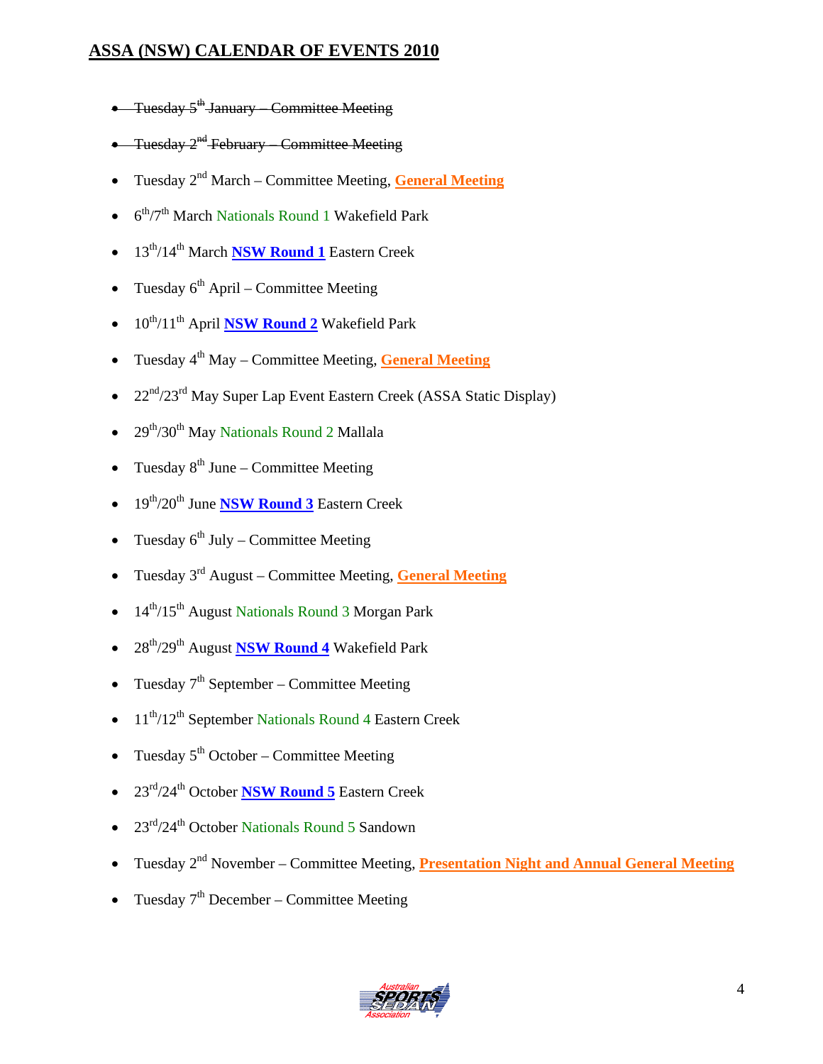## ASSA (NSW) CALENDAR OF EVENTS 2010

- ~~Tuesday 5th January – Committee Meeting~~
- ~~Tuesday 2nd February – Committee Meeting~~
- Tuesday 2nd March – Committee Meeting, **General Meeting**
- 6th/7th March Nationals Round 1 Wakefield Park
- 13th/14th March **NSW Round 1** Eastern Creek
- Tuesday 6th April – Committee Meeting
- 10th/11th April **NSW Round 2** Wakefield Park
- Tuesday 4th May – Committee Meeting, **General Meeting**
- 22nd/23rd May Super Lap Event Eastern Creek (ASSA Static Display)
- 29th/30th May Nationals Round 2 Mallala
- Tuesday 8th June – Committee Meeting
- 19th/20th June **NSW Round 3** Eastern Creek
- Tuesday 6th July – Committee Meeting
- Tuesday 3rd August – Committee Meeting, **General Meeting**
- 14th/15th August Nationals Round 3 Morgan Park
- 28th/29th August **NSW Round 4** Wakefield Park
- Tuesday 7th September – Committee Meeting
- 11th/12th September Nationals Round 4 Eastern Creek
- Tuesday 5th October – Committee Meeting
- 23rd/24th October **NSW Round 5** Eastern Creek
- 23rd/24th October Nationals Round 5 Sandown
- Tuesday 2nd November – Committee Meeting, **Presentation Night and Annual General Meeting**
- Tuesday 7th December – Committee Meeting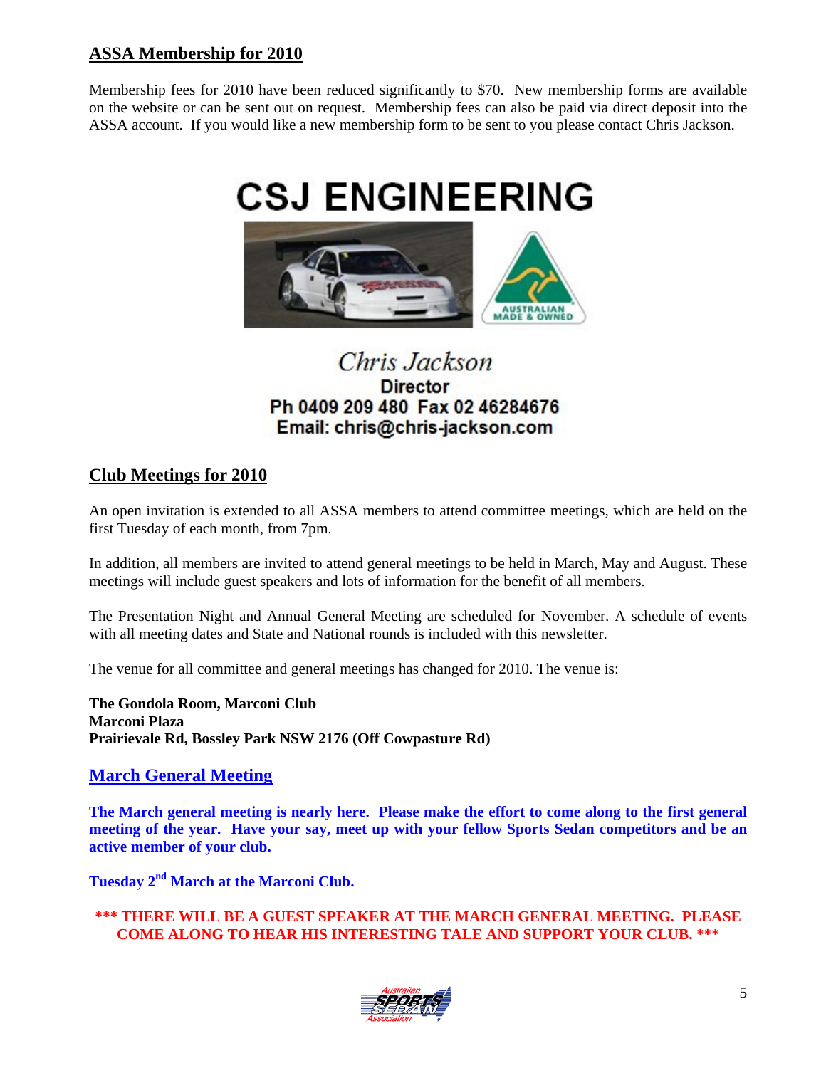## ASSA Membership for 2010

Membership fees for 2010 have been reduced significantly to $70. New membership forms are available on the website or can be sent out on request. Membership fees can also be paid via direct deposit into the ASSA account. If you would like a new membership form to be sent to you please contact Chris Jackson.

# CSJ ENGINEERING

*Chris Jackson*

**Director**

**Ph 0409 209 480 Fax 02 46284676**

**Email: chris@chris-jackson.com**

## Club Meetings for 2010

An open invitation is extended to all ASSA members to attend committee meetings, which are held on the first Tuesday of each month, from 7pm.

In addition, all members are invited to attend general meetings to be held in March, May and August. These meetings will include guest speakers and lots of information for the benefit of all members.

The Presentation Night and Annual General Meeting are scheduled for November. A schedule of events with all meeting dates and State and National rounds is included with this newsletter.

The venue for all committee and general meetings has changed for 2010. The venue is:

**The Gondola Room, Marconi Club**
**Marconi Plaza**
**Prairievale Rd, Bossley Park NSW 2176 (Off Cowpasture Rd)**

## March General Meeting

**The March general meeting is nearly here. Please make the effort to come along to the first general meeting of the year. Have your say, meet up with your fellow Sports Sedan competitors and be an active member of your club.**

**Tuesday 2nd March at the Marconi Club.**

**\*\*\* THERE WILL BE A GUEST SPEAKER AT THE MARCH GENERAL MEETING. PLEASE COME ALONG TO HEAR HIS INTERESTING TALE AND SUPPORT YOUR CLUB. \*\*\***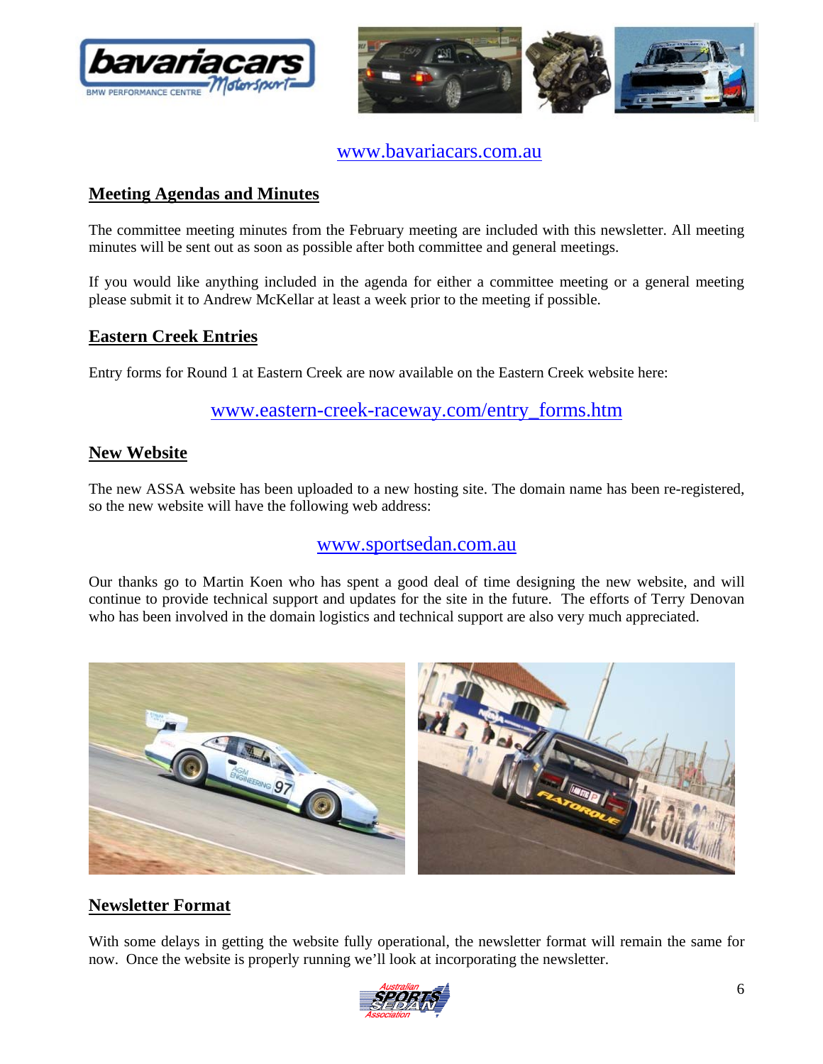www.bavariacars.com.au

## Meeting Agendas and Minutes

The committee meeting minutes from the February meeting are included with this newsletter. All meeting minutes will be sent out as soon as possible after both committee and general meetings.

If you would like anything included in the agenda for either a committee meeting or a general meeting please submit it to Andrew McKellar at least a week prior to the meeting if possible.

## Eastern Creek Entries

Entry forms for Round 1 at Eastern Creek are now available on the Eastern Creek website here:

www.eastern-creek-raceway.com/entry_forms.htm

## New Website

The new ASSA website has been uploaded to a new hosting site. The domain name has been re-registered, so the new website will have the following web address:

www.sportsedan.com.au

Our thanks go to Martin Koen who has spent a good deal of time designing the new website, and will continue to provide technical support and updates for the site in the future. The efforts of Terry Denovan who has been involved in the domain logistics and technical support are also very much appreciated.

## Newsletter Format

With some delays in getting the website fully operational, the newsletter format will remain the same for now. Once the website is properly running we'll look at incorporating the newsletter.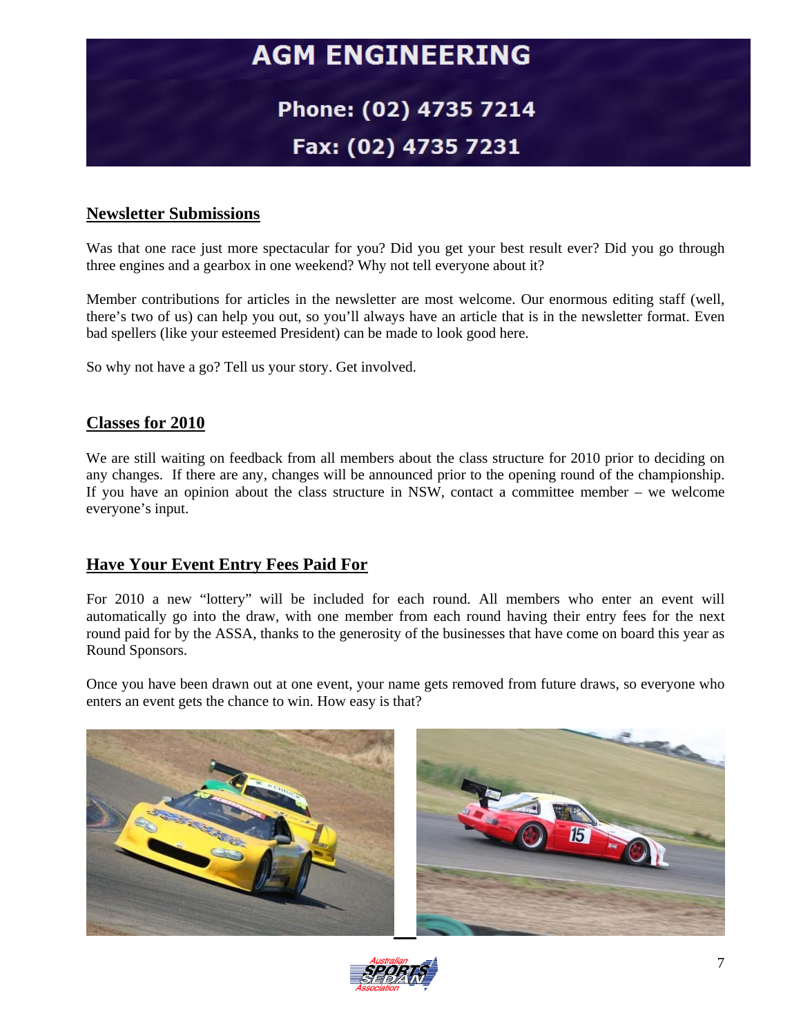**AGM ENGINEERING**

**Phone: (02) 4735 7214**

**Fax: (02) 4735 7231**

## Newsletter Submissions

Was that one race just more spectacular for you? Did you get your best result ever? Did you go through three engines and a gearbox in one weekend? Why not tell everyone about it?

Member contributions for articles in the newsletter are most welcome. Our enormous editing staff (well, there's two of us) can help you out, so you'll always have an article that is in the newsletter format. Even bad spellers (like your esteemed President) can be made to look good here.

So why not have a go? Tell us your story. Get involved.

## Classes for 2010

We are still waiting on feedback from all members about the class structure for 2010 prior to deciding on any changes. If there are any, changes will be announced prior to the opening round of the championship. If you have an opinion about the class structure in NSW, contact a committee member – we welcome everyone's input.

## Have Your Event Entry Fees Paid For

For 2010 a new "lottery" will be included for each round. All members who enter an event will automatically go into the draw, with one member from each round having their entry fees for the next round paid for by the ASSA, thanks to the generosity of the businesses that have come on board this year as Round Sponsors.

Once you have been drawn out at one event, your name gets removed from future draws, so everyone who enters an event gets the chance to win. How easy is that?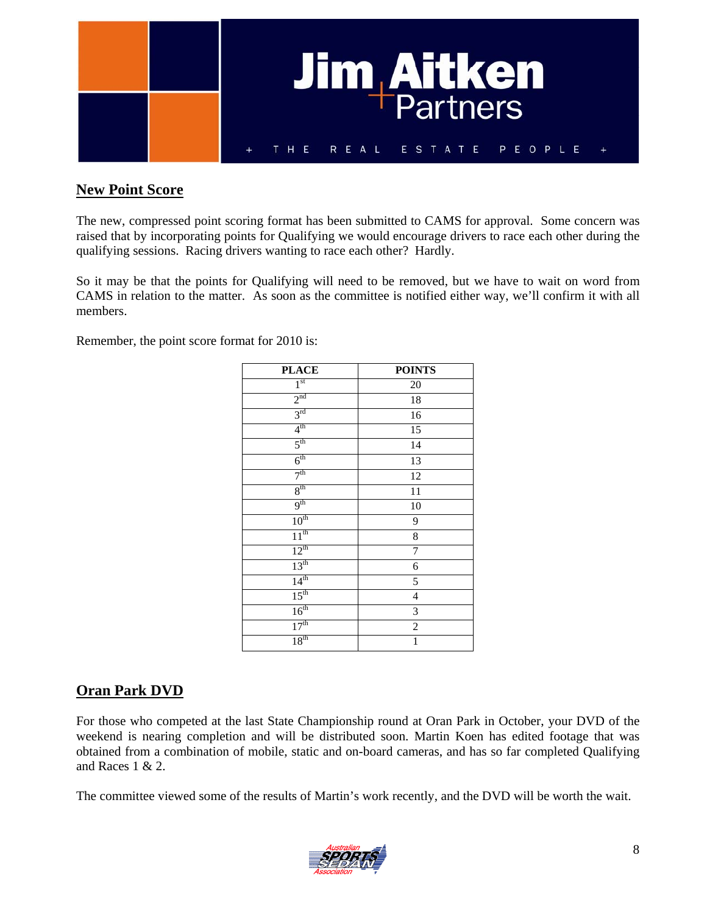## New Point Score

The new, compressed point scoring format has been submitted to CAMS for approval. Some concern was raised that by incorporating points for Qualifying we would encourage drivers to race each other during the qualifying sessions. Racing drivers wanting to race each other? Hardly.

So it may be that the points for Qualifying will need to be removed, but we have to wait on word from CAMS in relation to the matter. As soon as the committee is notified either way, we'll confirm it with all members.

Remember, the point score format for 2010 is:

| PLACE | POINTS |
|---|---|
| 1st | 20 |
| 2nd | 18 |
| 3rd | 16 |
| 4th | 15 |
| 5th | 14 |
| 6th | 13 |
| 7th | 12 |
| 8th | 11 |
| 9th | 10 |
| 10th | 9 |
| 11th | 8 |
| 12th | 7 |
| 13th | 6 |
| 14th | 5 |
| 15th | 4 |
| 16th | 3 |
| 17th | 2 |
| 18th | 1 |

## Oran Park DVD

For those who competed at the last State Championship round at Oran Park in October, your DVD of the weekend is nearing completion and will be distributed soon. Martin Koen has edited footage that was obtained from a combination of mobile, static and on-board cameras, and has so far completed Qualifying and Races 1 & 2.

The committee viewed some of the results of Martin's work recently, and the DVD will be worth the wait.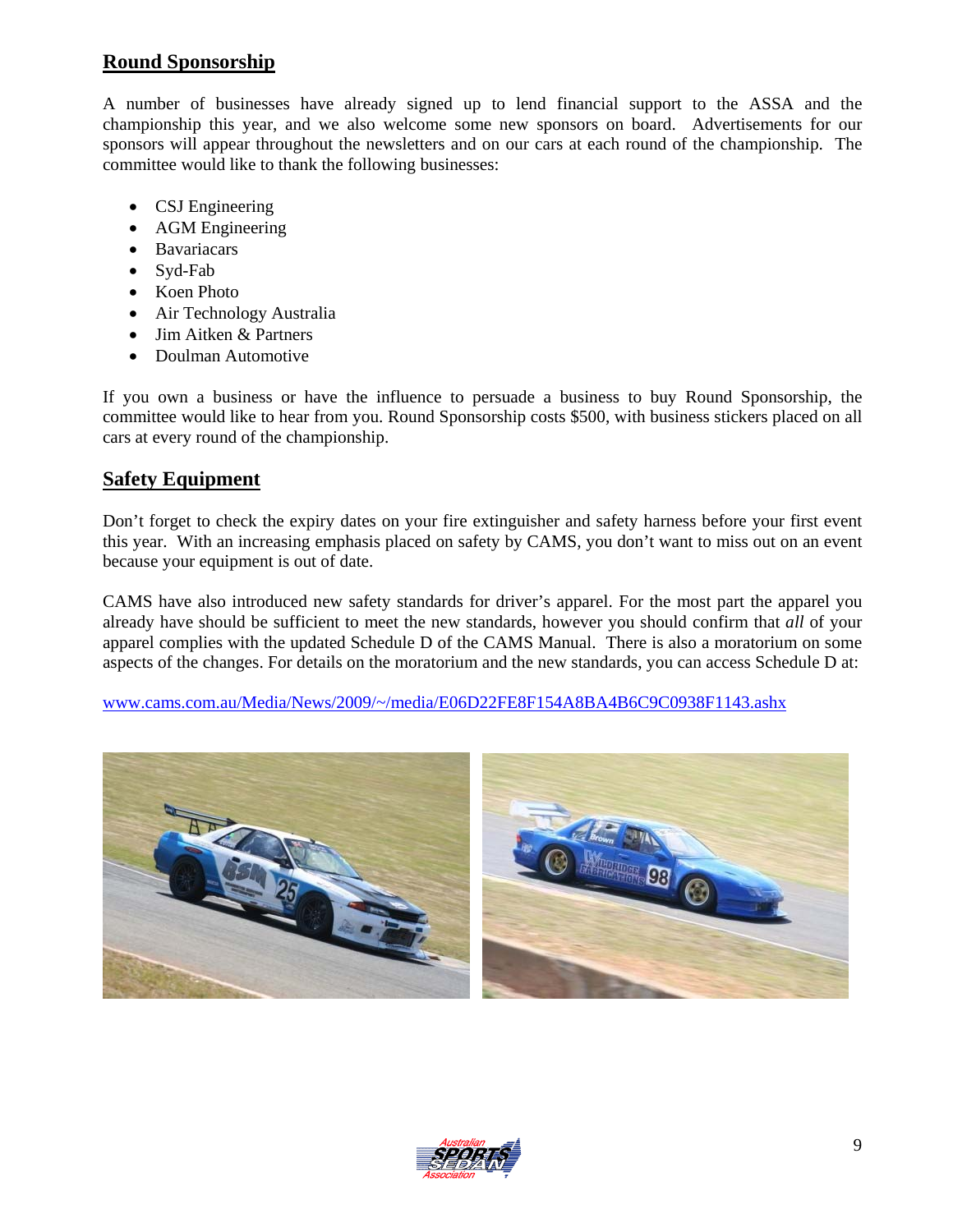## Round Sponsorship

A number of businesses have already signed up to lend financial support to the ASSA and the championship this year, and we also welcome some new sponsors on board. Advertisements for our sponsors will appear throughout the newsletters and on our cars at each round of the championship. The committee would like to thank the following businesses:

- CSJ Engineering
- AGM Engineering
- Bavariacars
- Syd-Fab
- Koen Photo
- Air Technology Australia
- Jim Aitken & Partners
- Doulman Automotive

If you own a business or have the influence to persuade a business to buy Round Sponsorship, the committee would like to hear from you. Round Sponsorship costs $500, with business stickers placed on all cars at every round of the championship.

## Safety Equipment

Don't forget to check the expiry dates on your fire extinguisher and safety harness before your first event this year. With an increasing emphasis placed on safety by CAMS, you don't want to miss out on an event because your equipment is out of date.

CAMS have also introduced new safety standards for driver's apparel. For the most part the apparel you already have should be sufficient to meet the new standards, however you should confirm that *all* of your apparel complies with the updated Schedule D of the CAMS Manual. There is also a moratorium on some aspects of the changes. For details on the moratorium and the new standards, you can access Schedule D at:

www.cams.com.au/Media/News/2009/~/media/E06D22FE8F154A8BA4B6C9C0938F1143.ashx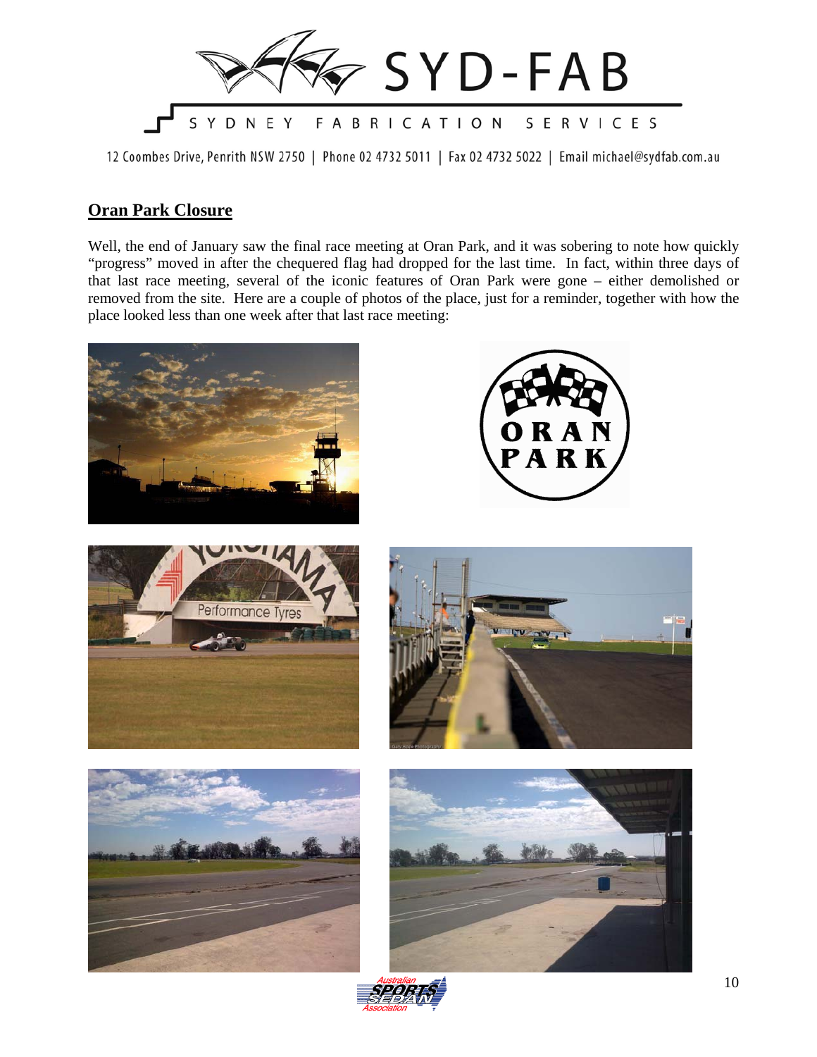## Oran Park Closure

Well, the end of January saw the final race meeting at Oran Park, and it was sobering to note how quickly "progress" moved in after the chequered flag had dropped for the last time. In fact, within three days of that last race meeting, several of the iconic features of Oran Park were gone – either demolished or removed from the site. Here are a couple of photos of the place, just for a reminder, together with how the place looked less than one week after that last race meeting: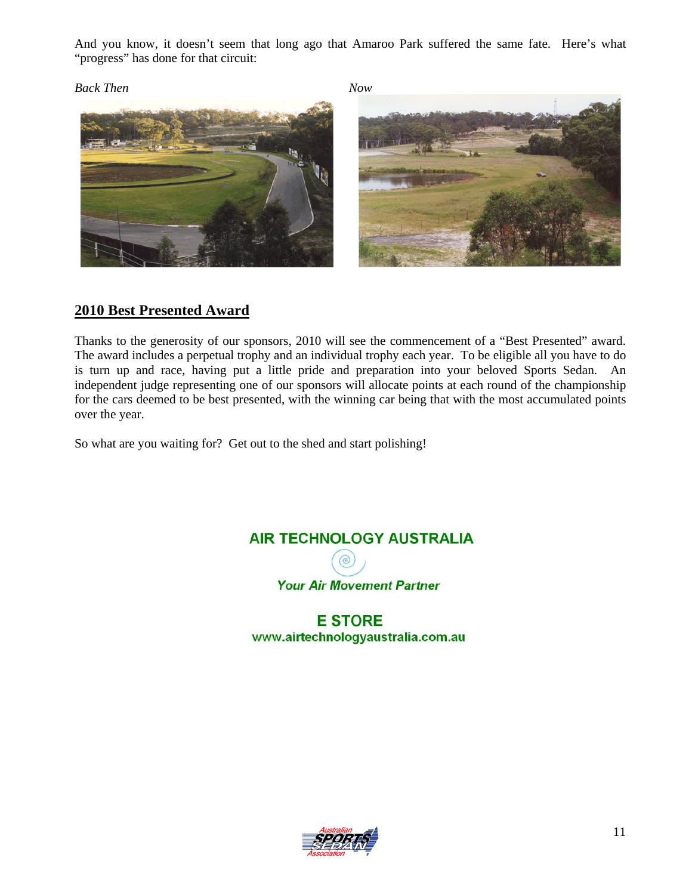And you know, it doesn't seem that long ago that Amaroo Park suffered the same fate. Here's what "progress" has done for that circuit:

*Back Then*

*Now*

## 2010 Best Presented Award

Thanks to the generosity of our sponsors, 2010 will see the commencement of a "Best Presented" award. The award includes a perpetual trophy and an individual trophy each year. To be eligible all you have to do is turn up and race, having put a little pride and preparation into your beloved Sports Sedan. An independent judge representing one of our sponsors will allocate points at each round of the championship for the cars deemed to be best presented, with the winning car being that with the most accumulated points over the year.

So what are you waiting for? Get out to the shed and start polishing!

**AIR TECHNOLOGY AUSTRALIA**

***Your Air Movement Partner***

**E STORE**

**www.airtechnologyaustralia.com.au**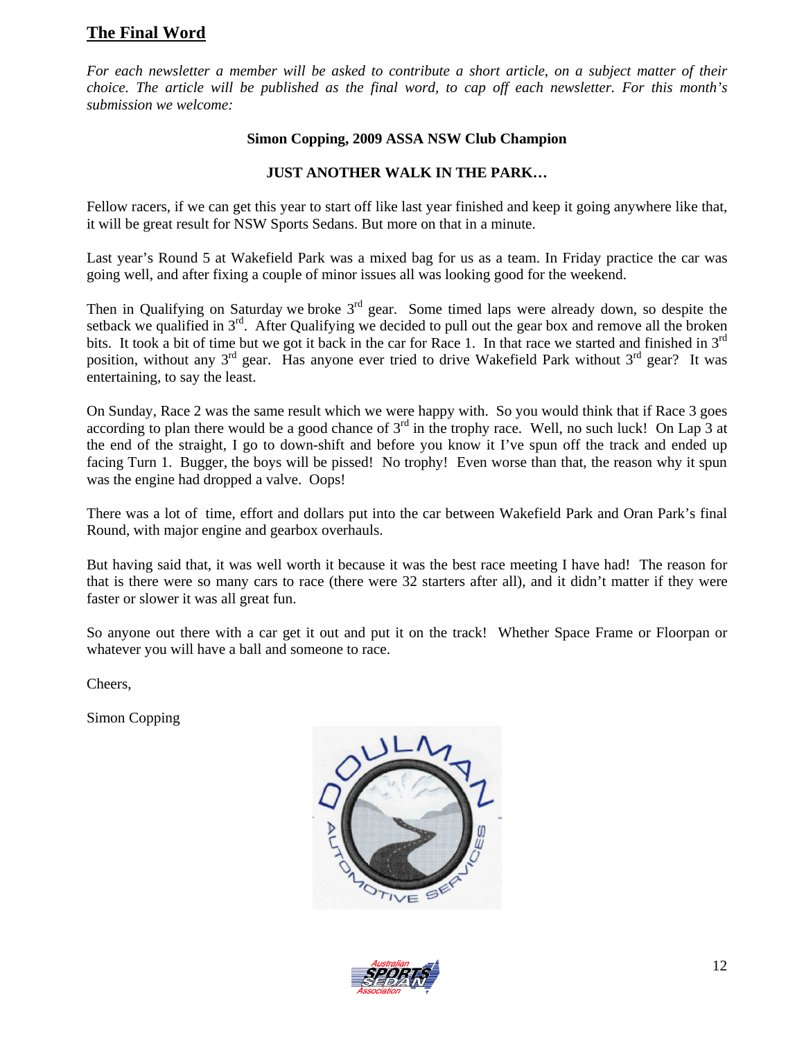## The Final Word

*For each newsletter a member will be asked to contribute a short article, on a subject matter of their choice. The article will be published as the final word, to cap off each newsletter. For this month's submission we welcome:*

**Simon Copping, 2009 ASSA NSW Club Champion**

**JUST ANOTHER WALK IN THE PARK…**

Fellow racers, if we can get this year to start off like last year finished and keep it going anywhere like that, it will be great result for NSW Sports Sedans. But more on that in a minute.

Last year's Round 5 at Wakefield Park was a mixed bag for us as a team. In Friday practice the car was going well, and after fixing a couple of minor issues all was looking good for the weekend.

Then in Qualifying on Saturday we broke 3rd gear. Some timed laps were already down, so despite the setback we qualified in 3rd. After Qualifying we decided to pull out the gear box and remove all the broken bits. It took a bit of time but we got it back in the car for Race 1. In that race we started and finished in 3rd position, without any 3rd gear. Has anyone ever tried to drive Wakefield Park without 3rd gear? It was entertaining, to say the least.

On Sunday, Race 2 was the same result which we were happy with. So you would think that if Race 3 goes according to plan there would be a good chance of 3rd in the trophy race. Well, no such luck! On Lap 3 at the end of the straight, I go to down-shift and before you know it I've spun off the track and ended up facing Turn 1. Bugger, the boys will be pissed! No trophy! Even worse than that, the reason why it spun was the engine had dropped a valve. Oops!

There was a lot of time, effort and dollars put into the car between Wakefield Park and Oran Park's final Round, with major engine and gearbox overhauls.

But having said that, it was well worth it because it was the best race meeting I have had! The reason for that is there were so many cars to race (there were 32 starters after all), and it didn't matter if they were faster or slower it was all great fun.

So anyone out there with a car get it out and put it on the track! Whether Space Frame or Floorpan or whatever you will have a ball and someone to race.

Cheers,

Simon Copping

DOULMAN AUTOMOTIVE SERVICES